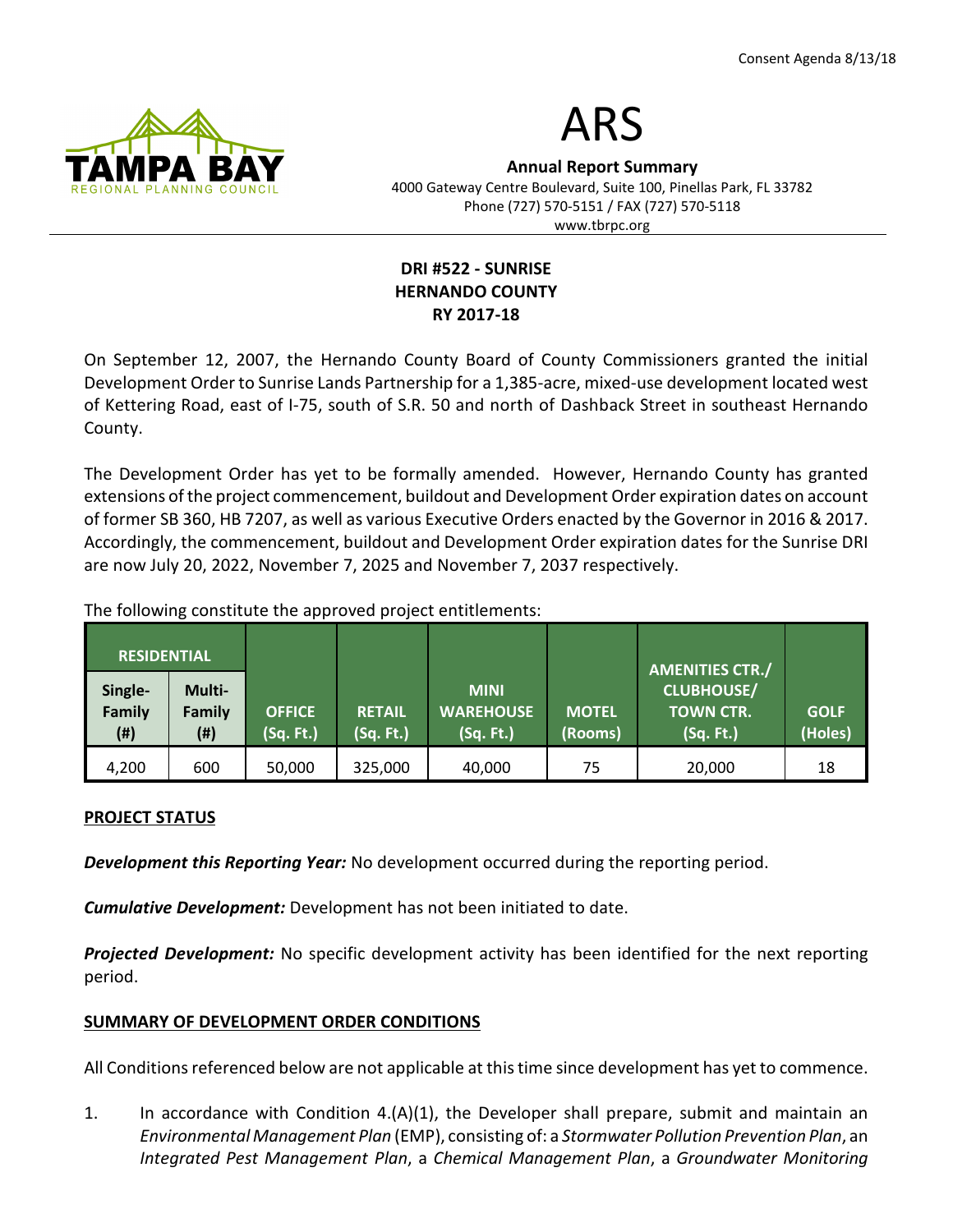Consent Agenda 8/13/18

# ARS

**Annual Report Summary**
4000 Gateway Centre Boulevard, Suite 100, Pinellas Park, FL 33782
Phone (727) 570-5151 / FAX (727) 570-5118
www.tbrpc.org

## DRI #522 - SUNRISE
## HERNANDO COUNTY
## RY 2017-18

On September 12, 2007, the Hernando County Board of County Commissioners granted the initial Development Order to Sunrise Lands Partnership for a 1,385-acre, mixed-use development located west of Kettering Road, east of I-75, south of S.R. 50 and north of Dashback Street in southeast Hernando County.

The Development Order has yet to be formally amended. However, Hernando County has granted extensions of the project commencement, buildout and Development Order expiration dates on account of former SB 360, HB 7207, as well as various Executive Orders enacted by the Governor in 2016 & 2017. Accordingly, the commencement, buildout and Development Order expiration dates for the Sunrise DRI are now July 20, 2022, November 7, 2025 and November 7, 2037 respectively.

The following constitute the approved project entitlements:

| RESIDENTIAL | | | | | | | |
|---|---|---|---|---|---|---|---|
| Single-Family (#) | Multi-Family (#) | OFFICE (Sq. Ft.) | RETAIL (Sq. Ft.) | MINI WAREHOUSE (Sq. Ft.) | MOTEL (Rooms) | AMENITIES CTR./ CLUBHOUSE/ TOWN CTR. (Sq. Ft.) | GOLF (Holes) |
| 4,200 | 600 | 50,000 | 325,000 | 40,000 | 75 | 20,000 | 18 |

**PROJECT STATUS**

***Development this Reporting Year:*** No development occurred during the reporting period.

***Cumulative Development:*** Development has not been initiated to date.

***Projected Development:*** No specific development activity has been identified for the next reporting period.

**SUMMARY OF DEVELOPMENT ORDER CONDITIONS**

All Conditions referenced below are not applicable at this time since development has yet to commence.

1. In accordance with Condition 4.(A)(1), the Developer shall prepare, submit and maintain an *Environmental Management Plan* (EMP), consisting of: a *Stormwater Pollution Prevention Plan*, an *Integrated Pest Management Plan*, a *Chemical Management Plan*, a *Groundwater Monitoring*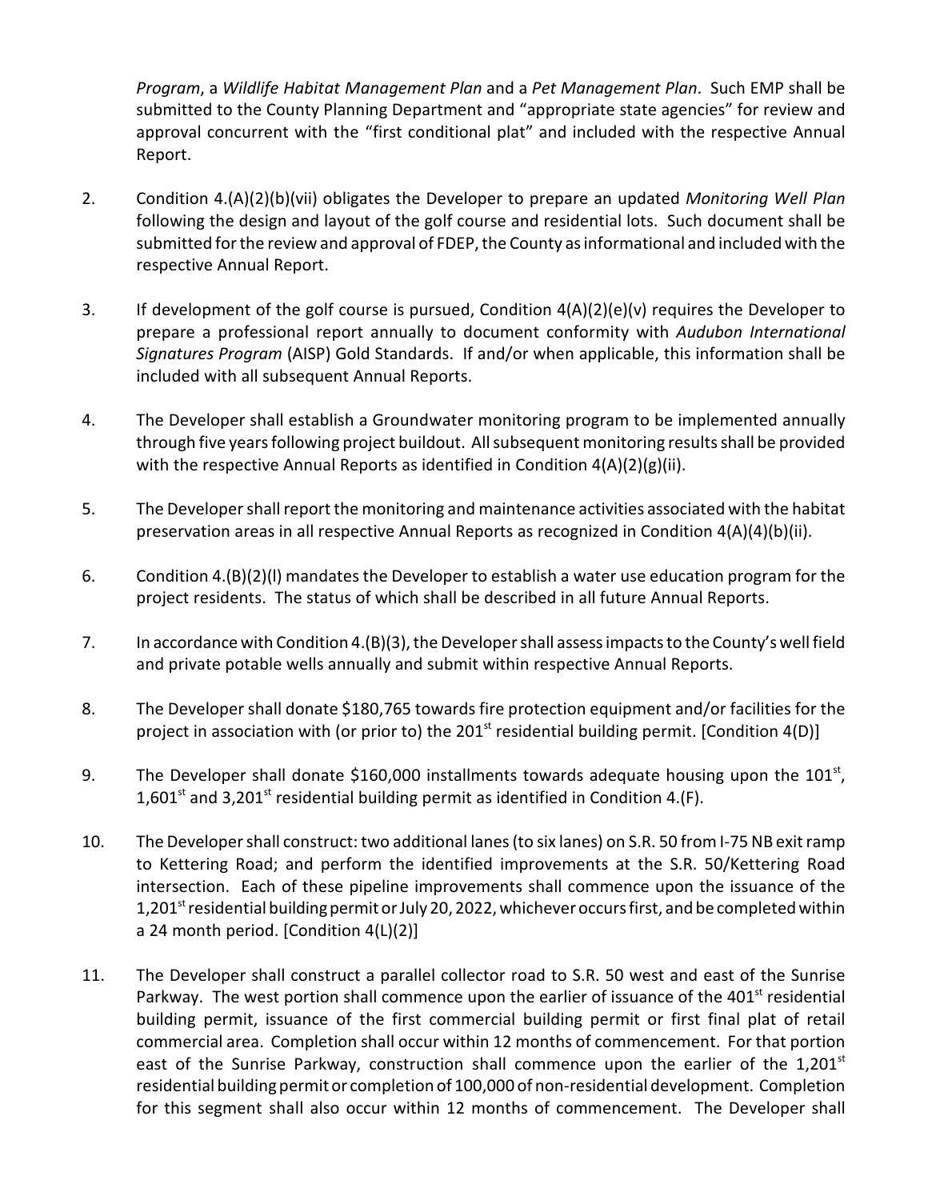*Program*, a *Wildlife Habitat Management Plan* and a *Pet Management Plan*. Such EMP shall be submitted to the County Planning Department and "appropriate state agencies" for review and approval concurrent with the "first conditional plat" and included with the respective Annual Report.

2. Condition 4.(A)(2)(b)(vii) obligates the Developer to prepare an updated *Monitoring Well Plan* following the design and layout of the golf course and residential lots. Such document shall be submitted for the review and approval of FDEP, the County as informational and included with the respective Annual Report.

3. If development of the golf course is pursued, Condition 4(A)(2)(e)(v) requires the Developer to prepare a professional report annually to document conformity with *Audubon International Signatures Program* (AISP) Gold Standards. If and/or when applicable, this information shall be included with all subsequent Annual Reports.

4. The Developer shall establish a Groundwater monitoring program to be implemented annually through five years following project buildout. All subsequent monitoring results shall be provided with the respective Annual Reports as identified in Condition 4(A)(2)(g)(ii).

5. The Developer shall report the monitoring and maintenance activities associated with the habitat preservation areas in all respective Annual Reports as recognized in Condition 4(A)(4)(b)(ii).

6. Condition 4.(B)(2)(l) mandates the Developer to establish a water use education program for the project residents. The status of which shall be described in all future Annual Reports.

7. In accordance with Condition 4.(B)(3), the Developer shall assess impacts to the County's well field and private potable wells annually and submit within respective Annual Reports.

8. The Developer shall donate $180,765 towards fire protection equipment and/or facilities for the project in association with (or prior to) the 201st residential building permit. [Condition 4(D)]

9. The Developer shall donate $160,000 installments towards adequate housing upon the 101st, 1,601st and 3,201st residential building permit as identified in Condition 4.(F).

10. The Developer shall construct: two additional lanes (to six lanes) on S.R. 50 from I-75 NB exit ramp to Kettering Road; and perform the identified improvements at the S.R. 50/Kettering Road intersection. Each of these pipeline improvements shall commence upon the issuance of the 1,201st residential building permit or July 20, 2022, whichever occurs first, and be completed within a 24 month period. [Condition 4(L)(2)]

11. The Developer shall construct a parallel collector road to S.R. 50 west and east of the Sunrise Parkway. The west portion shall commence upon the earlier of issuance of the 401st residential building permit, issuance of the first commercial building permit or first final plat of retail commercial area. Completion shall occur within 12 months of commencement. For that portion east of the Sunrise Parkway, construction shall commence upon the earlier of the 1,201st residential building permit or completion of 100,000 of non-residential development. Completion for this segment shall also occur within 12 months of commencement. The Developer shall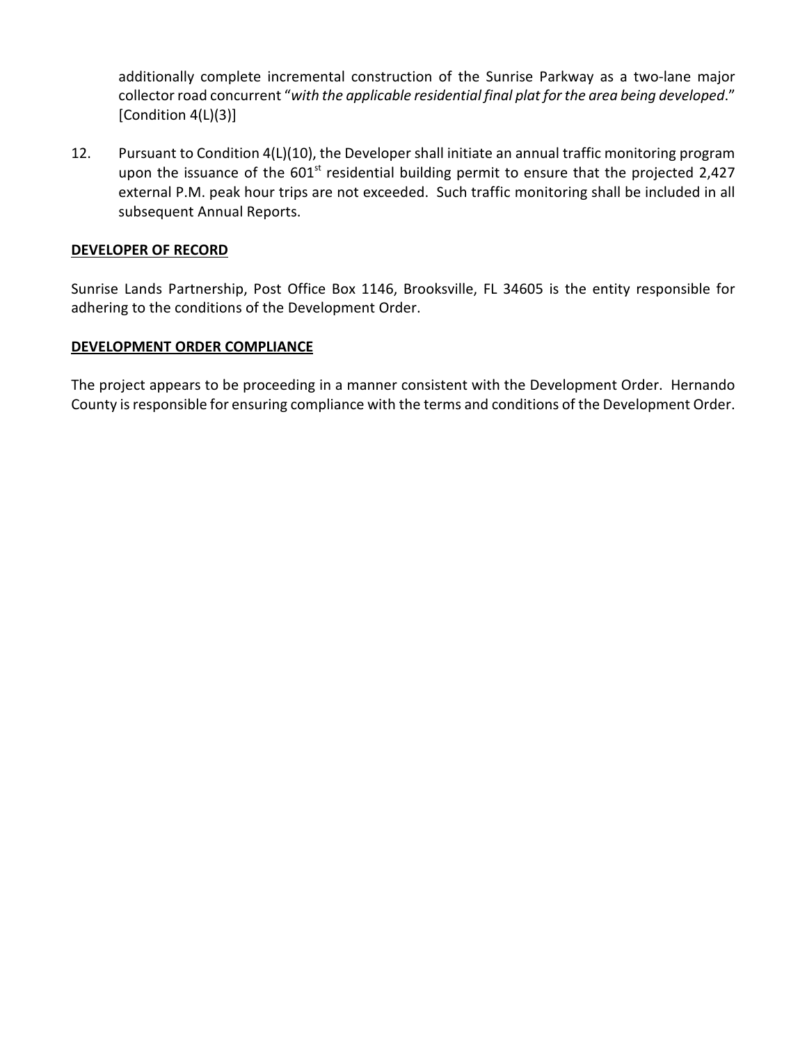additionally complete incremental construction of the Sunrise Parkway as a two-lane major collector road concurrent "*with the applicable residential final plat for the area being developed*." [Condition 4(L)(3)]

12. Pursuant to Condition 4(L)(10), the Developer shall initiate an annual traffic monitoring program upon the issuance of the 601st residential building permit to ensure that the projected 2,427 external P.M. peak hour trips are not exceeded. Such traffic monitoring shall be included in all subsequent Annual Reports.

**DEVELOPER OF RECORD**

Sunrise Lands Partnership, Post Office Box 1146, Brooksville, FL 34605 is the entity responsible for adhering to the conditions of the Development Order.

**DEVELOPMENT ORDER COMPLIANCE**

The project appears to be proceeding in a manner consistent with the Development Order. Hernando County is responsible for ensuring compliance with the terms and conditions of the Development Order.